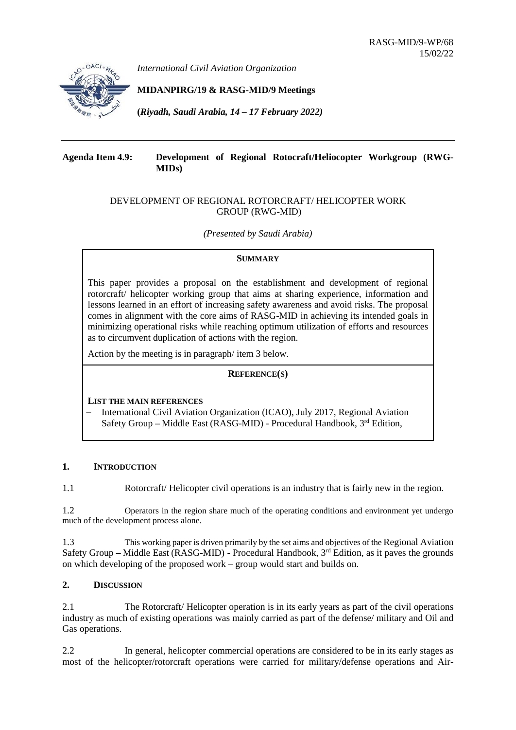RASG-MID/9-WP/68
15/02/22

*International Civil Aviation Organization*

**MIDANPIRG/19 & RASG-MID/9 Meetings**

**(*Riyadh, Saudi Arabia, 14 – 17 February 2022)***

**Agenda Item 4.9: Development of Regional Rotocraft/Heliocopter Workgroup (RWG-MIDs)**

DEVELOPMENT OF REGIONAL ROTORCRAFT/ HELICOPTER WORK GROUP (RWG-MID)

*(Presented by Saudi Arabia)*

**SUMMARY**

This paper provides a proposal on the establishment and development of regional rotorcraft/ helicopter working group that aims at sharing experience, information and lessons learned in an effort of increasing safety awareness and avoid risks. The proposal comes in alignment with the core aims of RASG-MID in achieving its intended goals in minimizing operational risks while reaching optimum utilization of efforts and resources as to circumvent duplication of actions with the region.

Action by the meeting is in paragraph/ item 3 below.

**REFERENCE(S)**

**LIST THE MAIN REFERENCES**

- International Civil Aviation Organization (ICAO), July 2017, Regional Aviation Safety Group – Middle East (RASG-MID) - Procedural Handbook, 3rd Edition,

## 1. INTRODUCTION

1.1 Rotorcraft/ Helicopter civil operations is an industry that is fairly new in the region.

1.2 Operators in the region share much of the operating conditions and environment yet undergo much of the development process alone.

1.3 This working paper is driven primarily by the set aims and objectives of the Regional Aviation Safety Group – Middle East (RASG-MID) - Procedural Handbook, 3rd Edition, as it paves the grounds on which developing of the proposed work – group would start and builds on.

## 2. DISCUSSION

2.1 The Rotorcraft/ Helicopter operation is in its early years as part of the civil operations industry as much of existing operations was mainly carried as part of the defense/ military and Oil and Gas operations.

2.2 In general, helicopter commercial operations are considered to be in its early stages as most of the helicopter/rotorcraft operations were carried for military/defense operations and Air-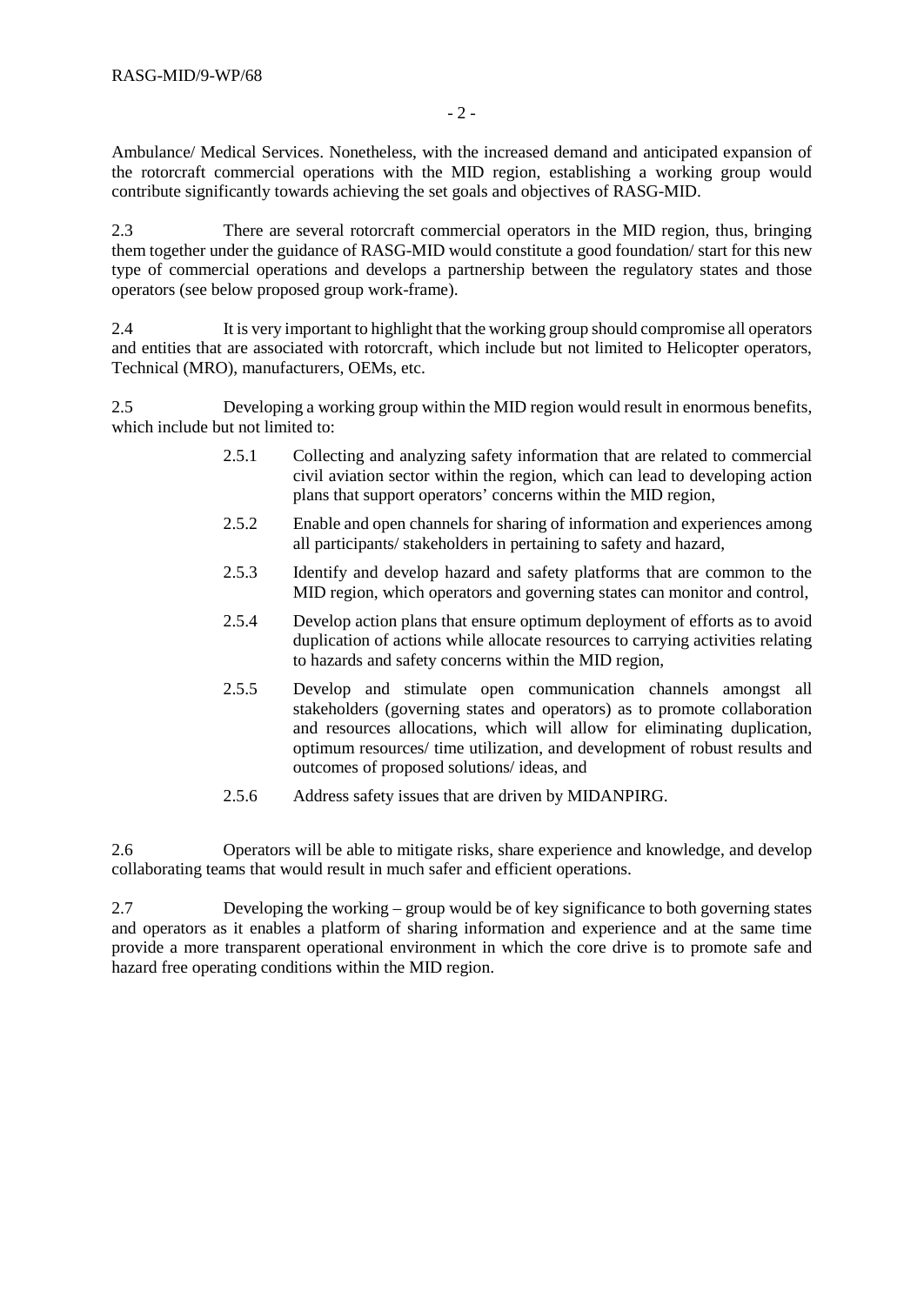Ambulance/ Medical Services. Nonetheless, with the increased demand and anticipated expansion of the rotorcraft commercial operations with the MID region, establishing a working group would contribute significantly towards achieving the set goals and objectives of RASG-MID.

2.3 There are several rotorcraft commercial operators in the MID region, thus, bringing them together under the guidance of RASG-MID would constitute a good foundation/ start for this new type of commercial operations and develops a partnership between the regulatory states and those operators (see below proposed group work-frame).

2.4 It is very important to highlight that the working group should compromise all operators and entities that are associated with rotorcraft, which include but not limited to Helicopter operators, Technical (MRO), manufacturers, OEMs, etc.

2.5 Developing a working group within the MID region would result in enormous benefits, which include but not limited to:

> 2.5.1 Collecting and analyzing safety information that are related to commercial civil aviation sector within the region, which can lead to developing action plans that support operators' concerns within the MID region,
>
> 2.5.2 Enable and open channels for sharing of information and experiences among all participants/ stakeholders in pertaining to safety and hazard,
>
> 2.5.3 Identify and develop hazard and safety platforms that are common to the MID region, which operators and governing states can monitor and control,
>
> 2.5.4 Develop action plans that ensure optimum deployment of efforts as to avoid duplication of actions while allocate resources to carrying activities relating to hazards and safety concerns within the MID region,
>
> 2.5.5 Develop and stimulate open communication channels amongst all stakeholders (governing states and operators) as to promote collaboration and resources allocations, which will allow for eliminating duplication, optimum resources/ time utilization, and development of robust results and outcomes of proposed solutions/ ideas, and
>
> 2.5.6 Address safety issues that are driven by MIDANPIRG.

2.6 Operators will be able to mitigate risks, share experience and knowledge, and develop collaborating teams that would result in much safer and efficient operations.

2.7 Developing the working – group would be of key significance to both governing states and operators as it enables a platform of sharing information and experience and at the same time provide a more transparent operational environment in which the core drive is to promote safe and hazard free operating conditions within the MID region.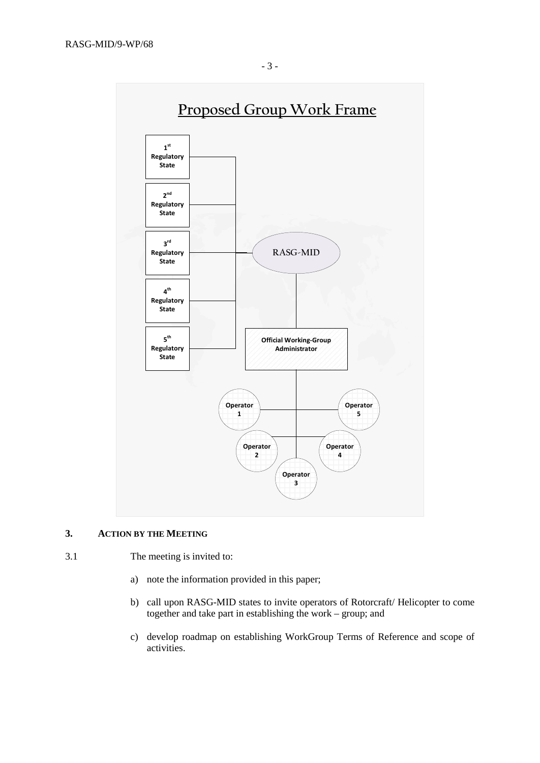Proposed Group Work Frame

1st Regulatory State
2nd Regulatory State
3rd Regulatory State
4th Regulatory State
5th Regulatory State

RASG-MID

Official Working-Group Administrator

Operator 1
Operator 2
Operator 3
Operator 4
Operator 5

## 3. ACTION BY THE MEETING

3.1 The meeting is invited to:

a) note the information provided in this paper;

b) call upon RASG-MID states to invite operators of Rotorcraft/ Helicopter to come together and take part in establishing the work – group; and

c) develop roadmap on establishing WorkGroup Terms of Reference and scope of activities.